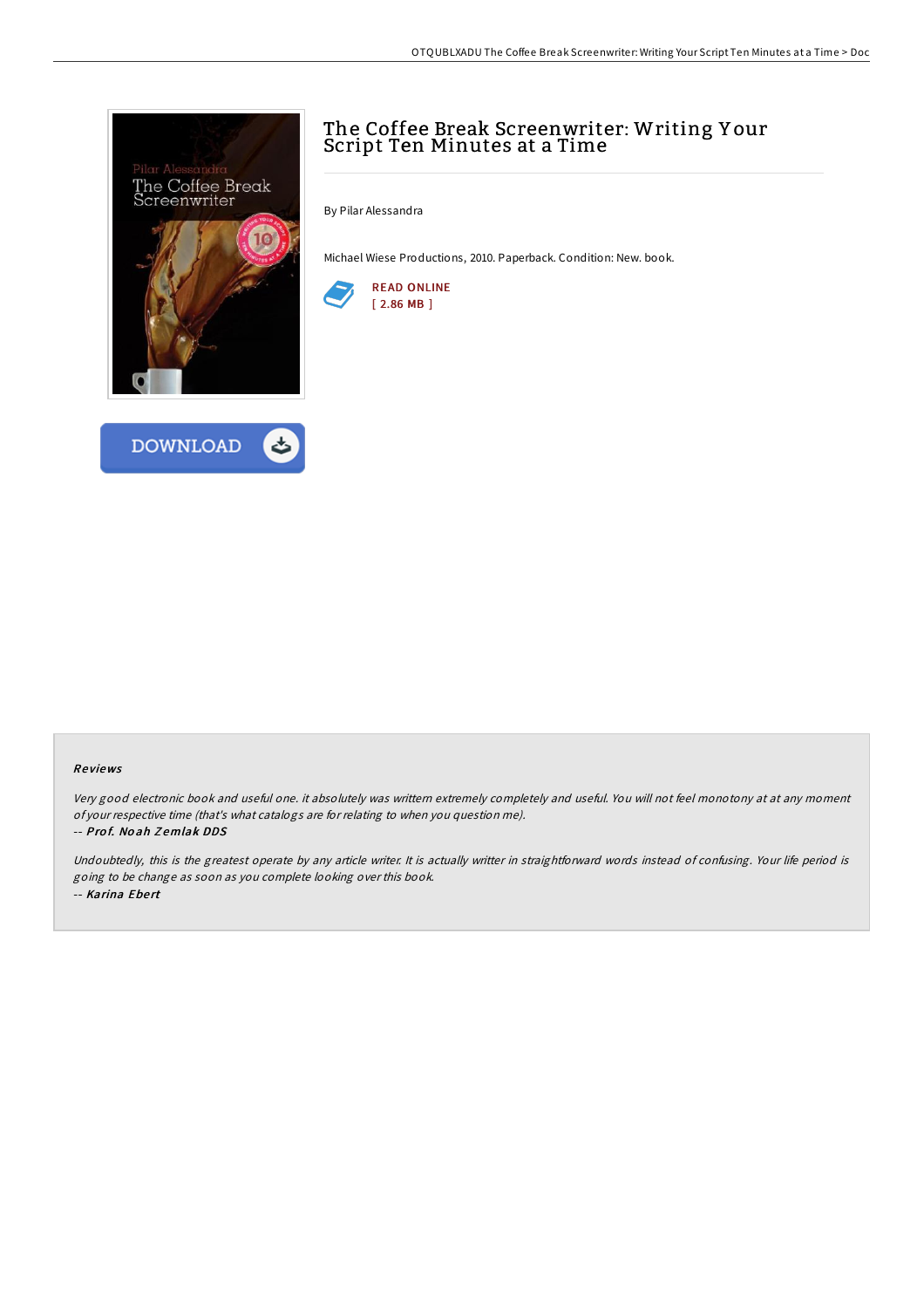# The Coffee Break Screenwriter: Writing Your Script Ten Minutes at a Time

By Pilar Alessandra

Michael Wiese Productions, 2010. Paperback. Condition: New. book.

READ ONLINE
[ 2.86 MB ]

DOWNLOAD

### Reviews

*Very good electronic book and useful one. it absolutely was writtern extremely completely and useful. You will not feel monotony at at any moment of your respective time (that's what catalogs are for relating to when you question me).*

-- ***Prof. Noah Zemlak DDS***

*Undoubtedly, this is the greatest operate by any article writer. It is actually writter in straightforward words instead of confusing. Your life period is going to be change as soon as you complete looking over this book.*

-- ***Karina Ebert***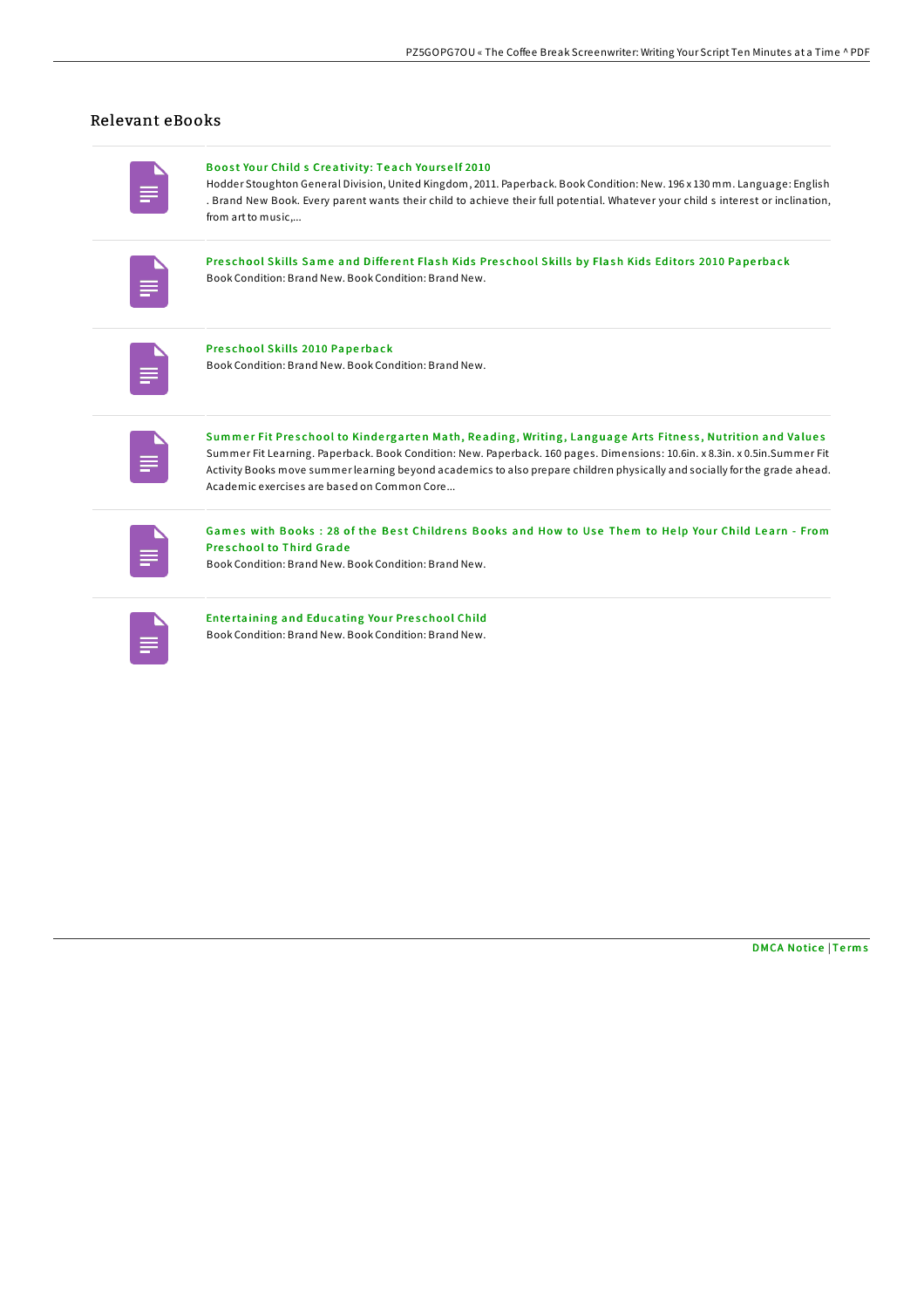## Relevant eBooks

### Boost Your Child s Creativity: Teach Yourself 2010

Hodder Stoughton General Division, United Kingdom, 2011. Paperback. Book Condition: New. 196 x 130 mm. Language: English . Brand New Book. Every parent wants their child to achieve their full potential. Whatever your child s interest or inclination, from art to music,...

### Preschool Skills Same and Different Flash Kids Preschool Skills by Flash Kids Editors 2010 Paperback

Book Condition: Brand New. Book Condition: Brand New.

### Preschool Skills 2010 Paperback

Book Condition: Brand New. Book Condition: Brand New.

### Summer Fit Preschool to Kindergarten Math, Reading, Writing, Language Arts Fitness, Nutrition and Values

Summer Fit Learning. Paperback. Book Condition: New. Paperback. 160 pages. Dimensions: 10.6in. x 8.3in. x 0.5in.Summer Fit Activity Books move summer learning beyond academics to also prepare children physically and socially for the grade ahead. Academic exercises are based on Common Core...

### Games with Books : 28 of the Best Childrens Books and How to Use Them to Help Your Child Learn - From Preschool to Third Grade

Book Condition: Brand New. Book Condition: Brand New.

### Entertaining and Educating Your Preschool Child

Book Condition: Brand New. Book Condition: Brand New.

DMCA Notice | Terms